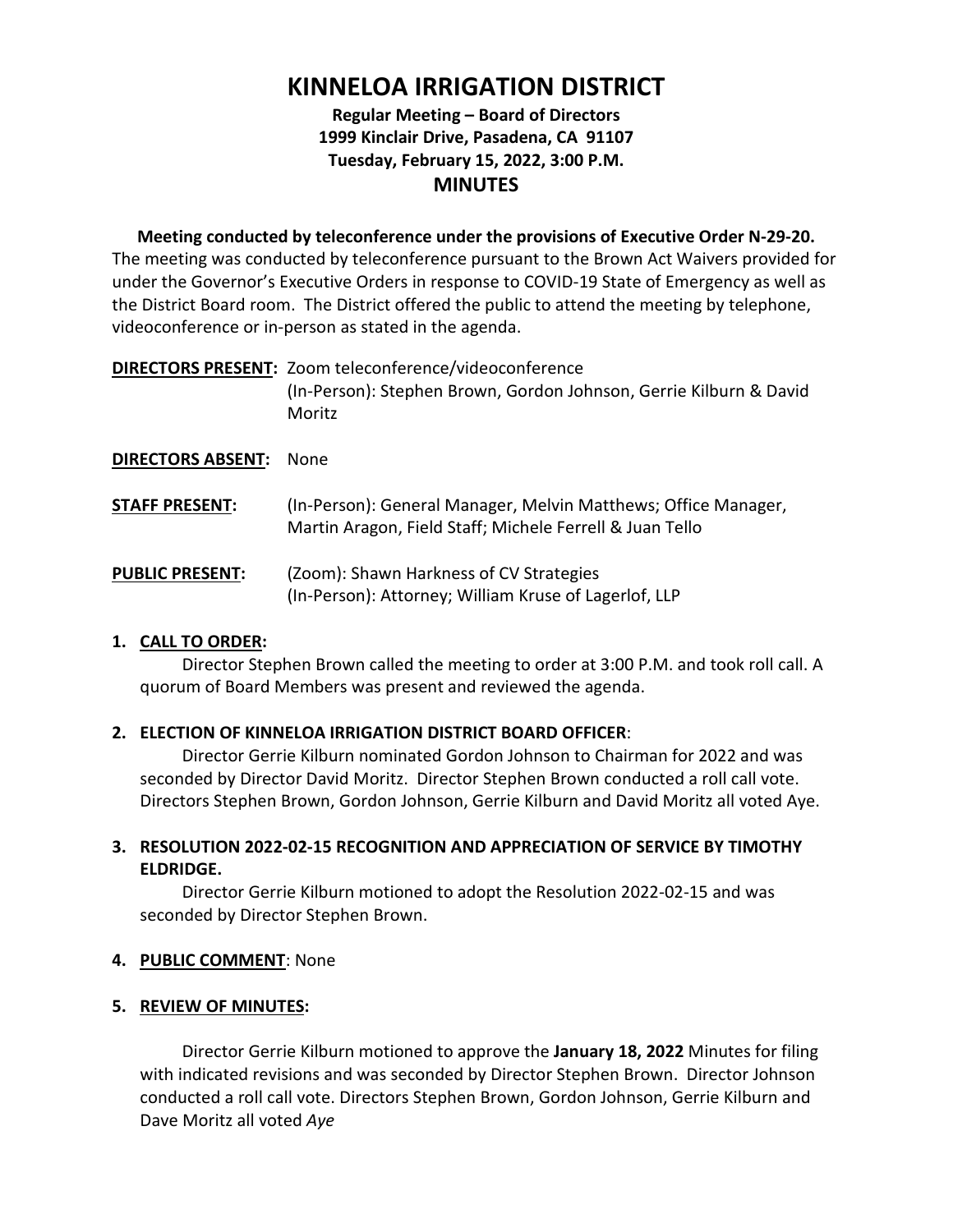# KINNELOA IRRIGATION DISTRICT

**Regular Meeting – Board of Directors**
**1999 Kinclair Drive, Pasadena, CA 91107**
**Tuesday, February 15, 2022, 3:00 P.M.**

## MINUTES

**Meeting conducted by teleconference under the provisions of Executive Order N-29-20.** The meeting was conducted by teleconference pursuant to the Brown Act Waivers provided for under the Governor's Executive Orders in response to COVID-19 State of Emergency as well as the District Board room. The District offered the public to attend the meeting by telephone, videoconference or in-person as stated in the agenda.

**DIRECTORS PRESENT:** Zoom teleconference/videoconference
(In-Person): Stephen Brown, Gordon Johnson, Gerrie Kilburn & David Moritz

**DIRECTORS ABSENT:** None

**STAFF PRESENT:** (In-Person): General Manager, Melvin Matthews; Office Manager, Martin Aragon, Field Staff; Michele Ferrell & Juan Tello

**PUBLIC PRESENT:** (Zoom): Shawn Harkness of CV Strategies
(In-Person): Attorney; William Kruse of Lagerlof, LLP

1. **CALL TO ORDER:**
   Director Stephen Brown called the meeting to order at 3:00 P.M. and took roll call. A quorum of Board Members was present and reviewed the agenda.

2. **ELECTION OF KINNELOA IRRIGATION DISTRICT BOARD OFFICER**:
   Director Gerrie Kilburn nominated Gordon Johnson to Chairman for 2022 and was seconded by Director David Moritz. Director Stephen Brown conducted a roll call vote. Directors Stephen Brown, Gordon Johnson, Gerrie Kilburn and David Moritz all voted Aye.

3. **RESOLUTION 2022-02-15 RECOGNITION AND APPRECIATION OF SERVICE BY TIMOTHY ELDRIDGE.**
   Director Gerrie Kilburn motioned to adopt the Resolution 2022-02-15 and was seconded by Director Stephen Brown.

4. **PUBLIC COMMENT**: None

5. **REVIEW OF MINUTES:**

   Director Gerrie Kilburn motioned to approve the **January 18, 2022** Minutes for filing with indicated revisions and was seconded by Director Stephen Brown. Director Johnson conducted a roll call vote. Directors Stephen Brown, Gordon Johnson, Gerrie Kilburn and Dave Moritz all voted *Aye*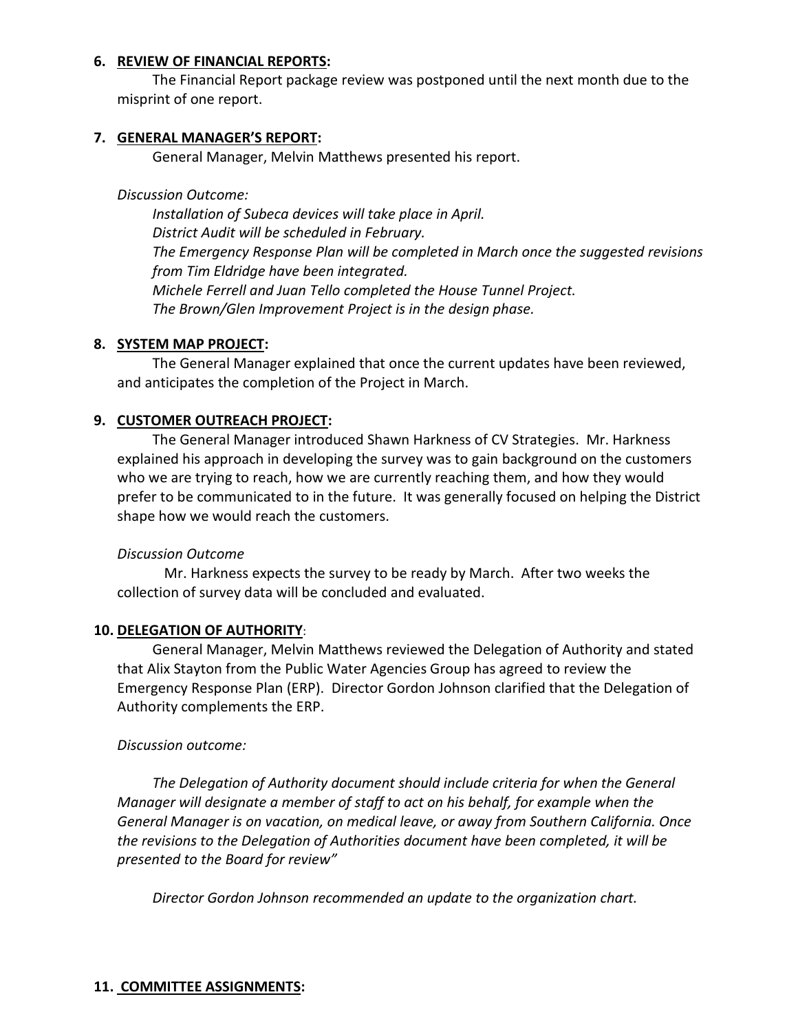**6. REVIEW OF FINANCIAL REPORTS:**

The Financial Report package review was postponed until the next month due to the misprint of one report.

**7. GENERAL MANAGER'S REPORT:**

General Manager, Melvin Matthews presented his report.

*Discussion Outcome:*

*Installation of Subeca devices will take place in April.*
*District Audit will be scheduled in February.*
*The Emergency Response Plan will be completed in March once the suggested revisions from Tim Eldridge have been integrated.*
*Michele Ferrell and Juan Tello completed the House Tunnel Project.*
*The Brown/Glen Improvement Project is in the design phase.*

**8. SYSTEM MAP PROJECT:**

The General Manager explained that once the current updates have been reviewed, and anticipates the completion of the Project in March.

**9. CUSTOMER OUTREACH PROJECT:**

The General Manager introduced Shawn Harkness of CV Strategies. Mr. Harkness explained his approach in developing the survey was to gain background on the customers who we are trying to reach, how we are currently reaching them, and how they would prefer to be communicated to in the future. It was generally focused on helping the District shape how we would reach the customers.

*Discussion Outcome*

Mr. Harkness expects the survey to be ready by March. After two weeks the collection of survey data will be concluded and evaluated.

**10. DELEGATION OF AUTHORITY:**

General Manager, Melvin Matthews reviewed the Delegation of Authority and stated that Alix Stayton from the Public Water Agencies Group has agreed to review the Emergency Response Plan (ERP). Director Gordon Johnson clarified that the Delegation of Authority complements the ERP.

*Discussion outcome:*

*The Delegation of Authority document should include criteria for when the General Manager will designate a member of staff to act on his behalf, for example when the General Manager is on vacation, on medical leave, or away from Southern California. Once the revisions to the Delegation of Authorities document have been completed, it will be presented to the Board for review"*

*Director Gordon Johnson recommended an update to the organization chart.*

**11. COMMITTEE ASSIGNMENTS:**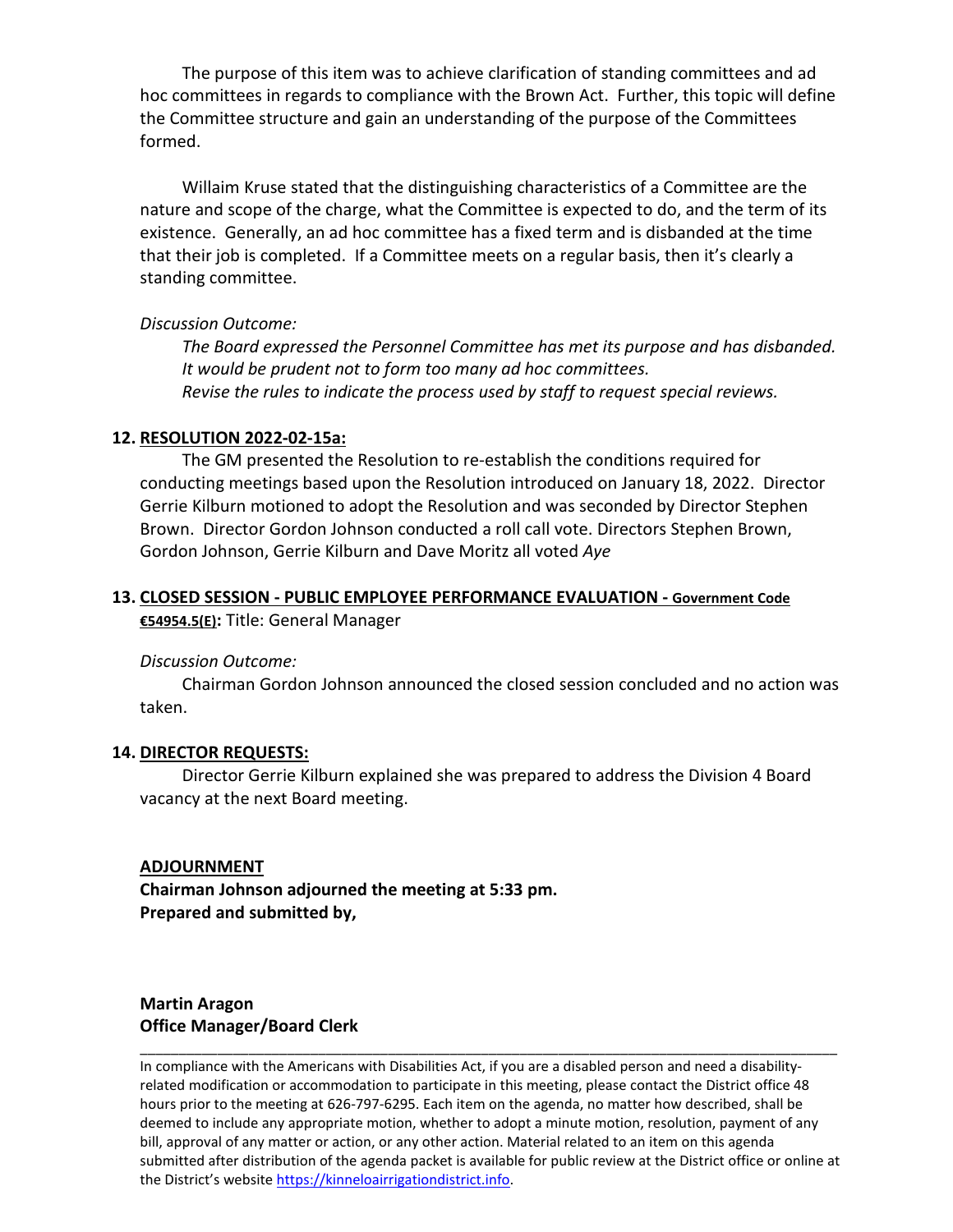The purpose of this item was to achieve clarification of standing committees and ad hoc committees in regards to compliance with the Brown Act. Further, this topic will define the Committee structure and gain an understanding of the purpose of the Committees formed.

Willaim Kruse stated that the distinguishing characteristics of a Committee are the nature and scope of the charge, what the Committee is expected to do, and the term of its existence. Generally, an ad hoc committee has a fixed term and is disbanded at the time that their job is completed. If a Committee meets on a regular basis, then it's clearly a standing committee.

*Discussion Outcome:*

*The Board expressed the Personnel Committee has met its purpose and has disbanded.*
*It would be prudent not to form too many ad hoc committees.*
*Revise the rules to indicate the process used by staff to request special reviews.*

**12. RESOLUTION 2022-02-15a:**

The GM presented the Resolution to re-establish the conditions required for conducting meetings based upon the Resolution introduced on January 18, 2022. Director Gerrie Kilburn motioned to adopt the Resolution and was seconded by Director Stephen Brown. Director Gordon Johnson conducted a roll call vote. Directors Stephen Brown, Gordon Johnson, Gerrie Kilburn and Dave Moritz all voted *Aye*

**13. CLOSED SESSION - PUBLIC EMPLOYEE PERFORMANCE EVALUATION - Government Code €54954.5(E):** Title: General Manager

*Discussion Outcome:*

Chairman Gordon Johnson announced the closed session concluded and no action was taken.

**14. DIRECTOR REQUESTS:**

Director Gerrie Kilburn explained she was prepared to address the Division 4 Board vacancy at the next Board meeting.

**ADJOURNMENT**

**Chairman Johnson adjourned the meeting at 5:33 pm.**
**Prepared and submitted by,**

**Martin Aragon**
**Office Manager/Board Clerk**

---

In compliance with the Americans with Disabilities Act, if you are a disabled person and need a disability-related modification or accommodation to participate in this meeting, please contact the District office 48 hours prior to the meeting at 626-797-6295. Each item on the agenda, no matter how described, shall be deemed to include any appropriate motion, whether to adopt a minute motion, resolution, payment of any bill, approval of any matter or action, or any other action. Material related to an item on this agenda submitted after distribution of the agenda packet is available for public review at the District office or online at the District's website https://kinneloairrigationdistrict.info.